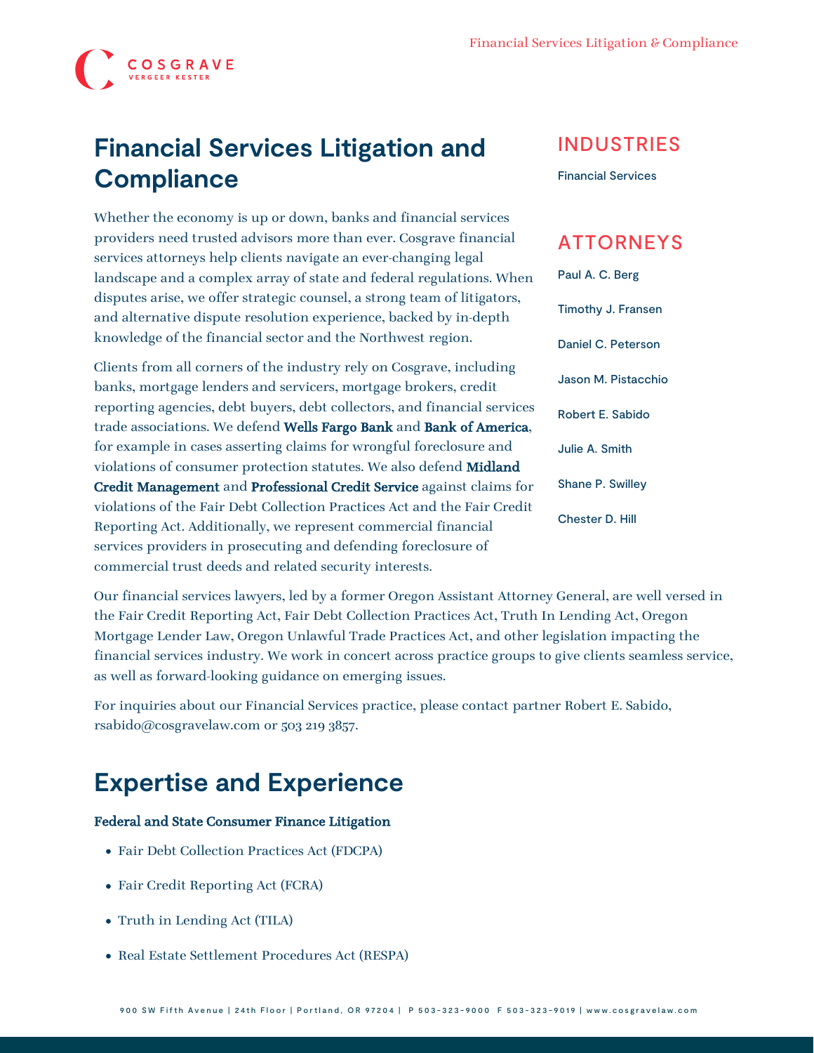# Financial Services Litigation and Compliance

Whether the economy is up or down, banks and financial services providers need trusted advisors more than ever. Cosgrave financial services attorneys help clients navigate an ever-changing legal landscape and a complex array of state and federal regulations. When disputes arise, we offer strategic counsel, a strong team of litigators, and alternative dispute resolution experience, backed by in-depth knowledge of the financial sector and the Northwest region.

Clients from all corners of the industry rely on Cosgrave, including banks, mortgage lenders and servicers, mortgage brokers, credit reporting agencies, debt buyers, debt collectors, and financial services trade associations. We defend **Wells Fargo Bank** and **Bank of America**, for example in cases asserting claims for wrongful foreclosure and violations of consumer protection statutes. We also defend **Midland Credit Management** and **Professional Credit Service** against claims for violations of the Fair Debt Collection Practices Act and the Fair Credit Reporting Act. Additionally, we represent commercial financial services providers in prosecuting and defending foreclosure of commercial trust deeds and related security interests.

## INDUSTRIES

Financial Services

## ATTORNEYS

Paul A. C. Berg

Timothy J. Fransen

Daniel C. Peterson

Jason M. Pistacchio

Robert E. Sabido

Julie A. Smith

Shane P. Swilley

Chester D. Hill

Our financial services lawyers, led by a former Oregon Assistant Attorney General, are well versed in the Fair Credit Reporting Act, Fair Debt Collection Practices Act, Truth In Lending Act, Oregon Mortgage Lender Law, Oregon Unlawful Trade Practices Act, and other legislation impacting the financial services industry. We work in concert across practice groups to give clients seamless service, as well as forward-looking guidance on emerging issues.

For inquiries about our Financial Services practice, please contact partner Robert E. Sabido, rsabido@cosgravelaw.com or 503 219 3857.

# Expertise and Experience

**Federal and State Consumer Finance Litigation**

- Fair Debt Collection Practices Act (FDCPA)
- Fair Credit Reporting Act (FCRA)
- Truth in Lending Act (TILA)
- Real Estate Settlement Procedures Act (RESPA)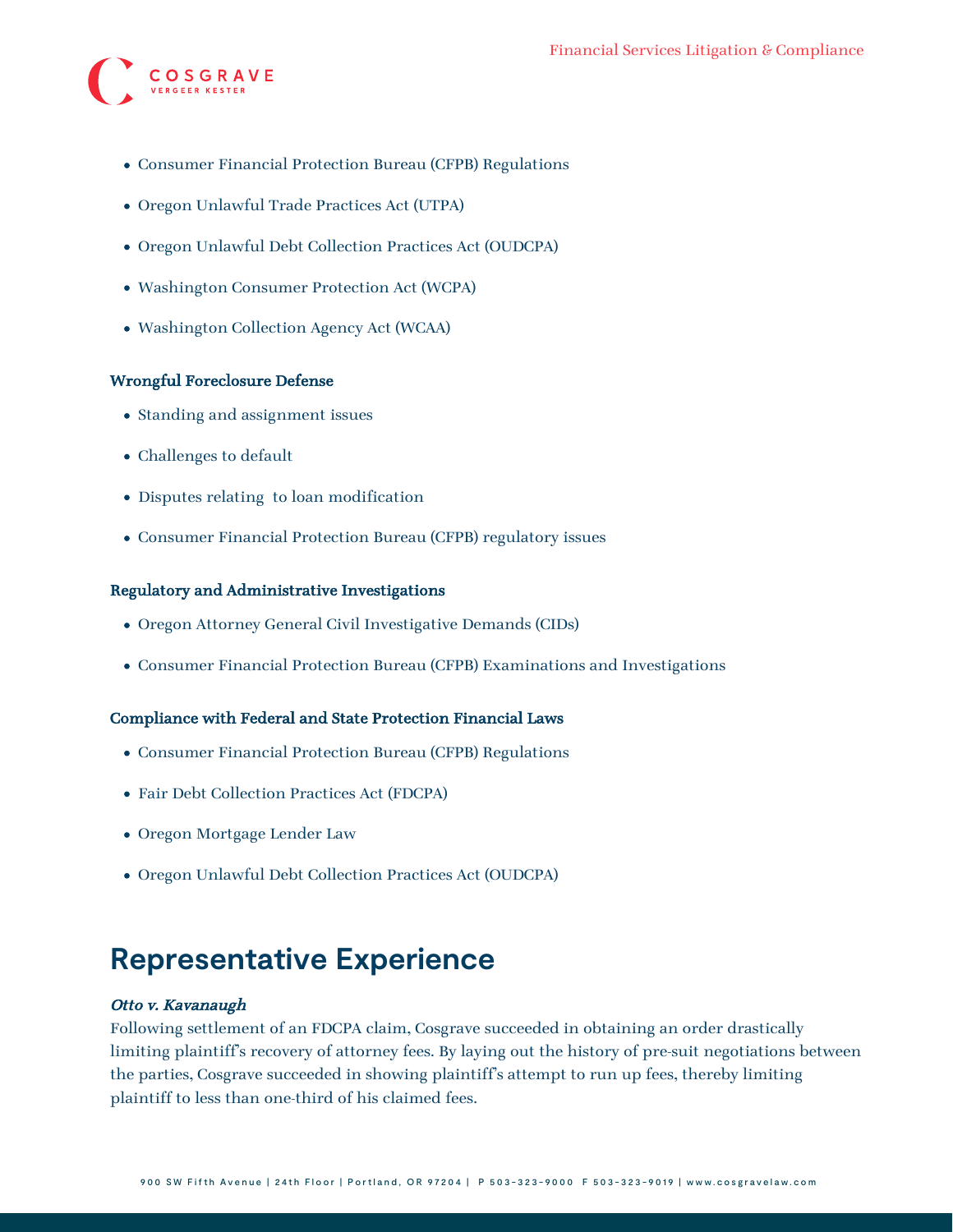- Consumer Financial Protection Bureau (CFPB) Regulations
- Oregon Unlawful Trade Practices Act (UTPA)
- Oregon Unlawful Debt Collection Practices Act (OUDCPA)
- Washington Consumer Protection Act (WCPA)
- Washington Collection Agency Act (WCAA)

**Wrongful Foreclosure Defense**

- Standing and assignment issues
- Challenges to default
- Disputes relating  to loan modification
- Consumer Financial Protection Bureau (CFPB) regulatory issues

**Regulatory and Administrative Investigations**

- Oregon Attorney General Civil Investigative Demands (CIDs)
- Consumer Financial Protection Bureau (CFPB) Examinations and Investigations

**Compliance with Federal and State Protection Financial Laws**

- Consumer Financial Protection Bureau (CFPB) Regulations
- Fair Debt Collection Practices Act (FDCPA)
- Oregon Mortgage Lender Law
- Oregon Unlawful Debt Collection Practices Act (OUDCPA)

## Representative Experience

***Otto v. Kavanaugh***

Following settlement of an FDCPA claim, Cosgrave succeeded in obtaining an order drastically limiting plaintiff's recovery of attorney fees. By laying out the history of pre-suit negotiations between the parties, Cosgrave succeeded in showing plaintiff's attempt to run up fees, thereby limiting plaintiff to less than one-third of his claimed fees.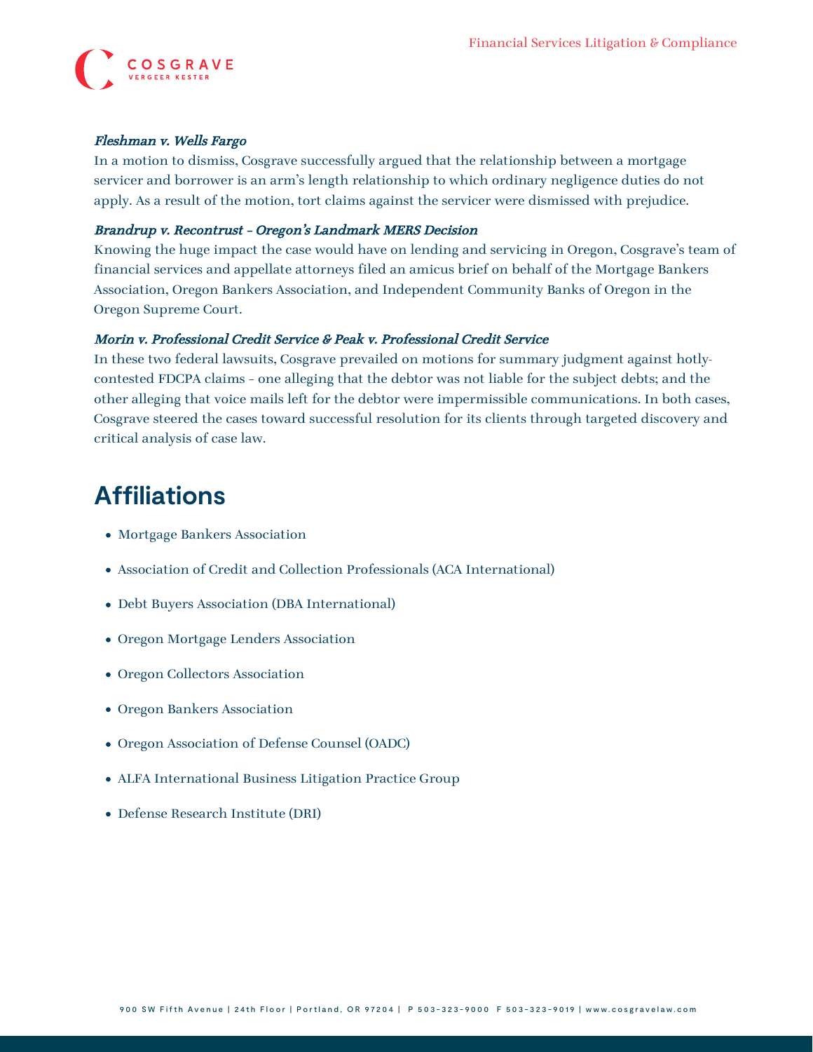***Fleshman v. Wells Fargo***

In a motion to dismiss, Cosgrave successfully argued that the relationship between a mortgage servicer and borrower is an arm's length relationship to which ordinary negligence duties do not apply. As a result of the motion, tort claims against the servicer were dismissed with prejudice.

***Brandrup v. Recontrust – Oregon's Landmark MERS Decision***

Knowing the huge impact the case would have on lending and servicing in Oregon, Cosgrave's team of financial services and appellate attorneys filed an amicus brief on behalf of the Mortgage Bankers Association, Oregon Bankers Association, and Independent Community Banks of Oregon in the Oregon Supreme Court.

***Morin v. Professional Credit Service & Peak v. Professional Credit Service***

In these two federal lawsuits, Cosgrave prevailed on motions for summary judgment against hotly-contested FDCPA claims – one alleging that the debtor was not liable for the subject debts; and the other alleging that voice mails left for the debtor were impermissible communications. In both cases, Cosgrave steered the cases toward successful resolution for its clients through targeted discovery and critical analysis of case law.

## Affiliations

- Mortgage Bankers Association
- Association of Credit and Collection Professionals (ACA International)
- Debt Buyers Association (DBA International)
- Oregon Mortgage Lenders Association
- Oregon Collectors Association
- Oregon Bankers Association
- Oregon Association of Defense Counsel (OADC)
- ALFA International Business Litigation Practice Group
- Defense Research Institute (DRI)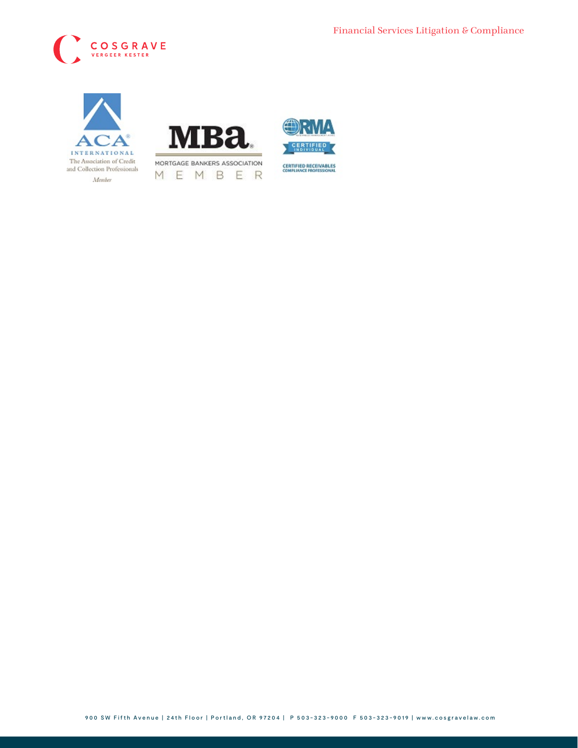ACA INTERNATIONAL
The Association of Credit and Collection Professionals
Member

MBa
MORTGAGE BANKERS ASSOCIATION
MEMBER

RMA
CERTIFIED INDIVIDUAL
CERTIFIED RECEIVABLES COMPLIANCE PROFESSIONAL